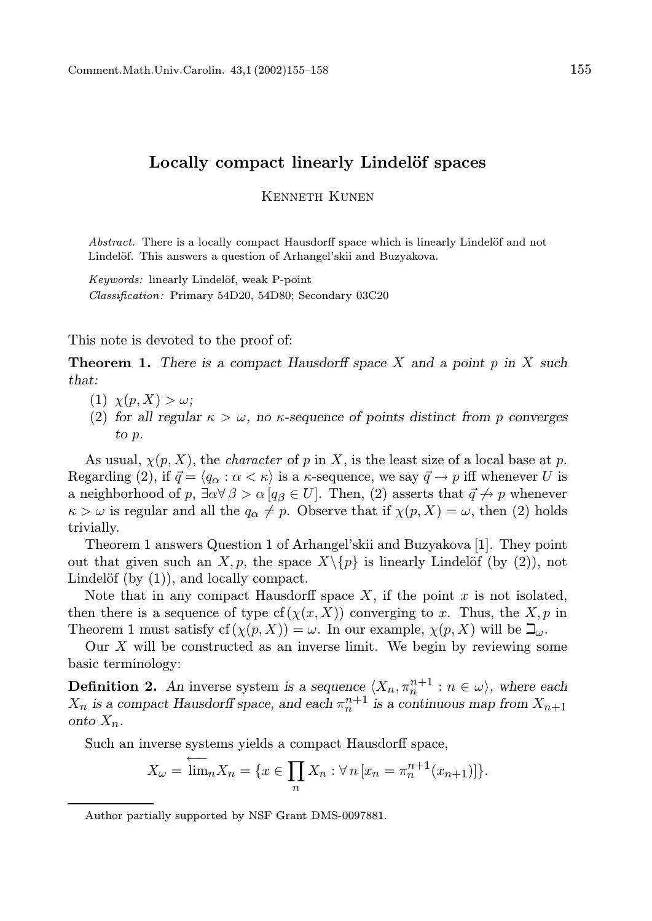# Locally compact linearly Lindelöf spaces

Kenneth Kunen

*Abstract.* There is a locally compact Hausdorff space which is linearly Lindelöf and not Lindelöf. This answers a question of Arhangel'skii and Buzyakova.

*Keywords:* linearly Lindelöf, weak P-point

*Classification:* Primary 54D20, 54D80; Secondary 03C20

This note is devoted to the proof of:

**Theorem 1.** *There is a compact Hausdorff space $X$ and a point $p$ in $X$ such that:*

1. $\chi(p, X) > \omega$;
2. *for all regular $\kappa > \omega$, no $\kappa$-sequence of points distinct from $p$ converges to $p$.*

As usual, $\chi(p, X)$, the *character* of $p$ in $X$, is the least size of a local base at $p$. Regarding (2), if $\vec{q} = \langle q_\alpha : \alpha < \kappa \rangle$ is a $\kappa$-sequence, we say $\vec{q} \to p$ iff whenever $U$ is a neighborhood of $p$, $\exists \alpha \forall \beta > \alpha \, [q_\beta \in U]$. Then, (2) asserts that $\vec{q} \not\to p$ whenever $\kappa > \omega$ is regular and all the $q_\alpha \neq p$. Observe that if $\chi(p, X) = \omega$, then (2) holds trivially.

Theorem 1 answers Question 1 of Arhangel'skii and Buzyakova [1]. They point out that given such an $X, p$, the space $X \backslash \{p\}$ is linearly Lindelöf (by (2)), not Lindelöf (by (1)), and locally compact.

Note that in any compact Hausdorff space $X$, if the point $x$ is not isolated, then there is a sequence of type $\mathrm{cf}(\chi(x, X))$ converging to $x$. Thus, the $X, p$ in Theorem 1 must satisfy $\mathrm{cf}(\chi(p, X)) = \omega$. In our example, $\chi(p, X)$ will be $\beth_\omega$.

Our $X$ will be constructed as an inverse limit. We begin by reviewing some basic terminology:

**Definition 2.** *An* inverse system *is a sequence $\langle X_n, \pi_n^{n+1} : n \in \omega \rangle$, where each $X_n$ is a compact Hausdorff space, and each $\pi_n^{n+1}$ is a continuous map from $X_{n+1}$ onto $X_n$.*

Such an inverse systems yields a compact Hausdorff space,

$$X_\omega = \overleftarrow{\lim}_n X_n = \{x \in \prod_n X_n : \forall \, n \, [x_n = \pi_n^{n+1}(x_{n+1})]\}.$$

Author partially supported by NSF Grant DMS-0097881.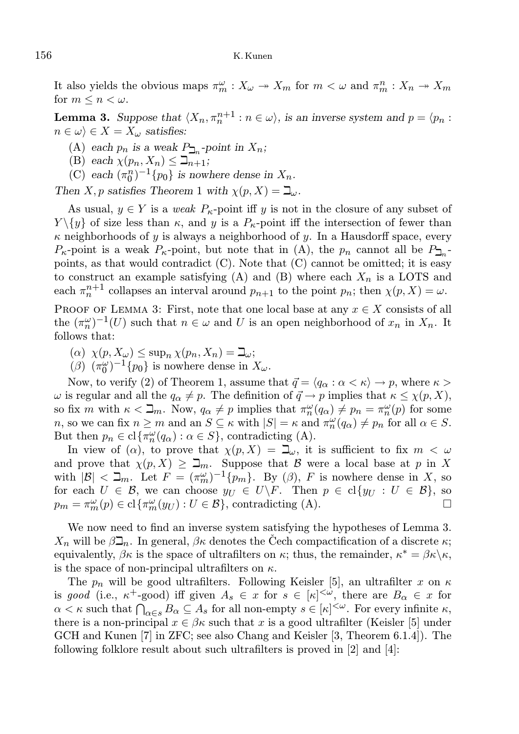It also yields the obvious maps $\pi^\omega_m : X_\omega \twoheadrightarrow X_m$ for $m < \omega$ and $\pi^n_m : X_n \twoheadrightarrow X_m$ for $m \le n < \omega$.

**Lemma 3.** *Suppose that $\langle X_n, \pi^{n+1}_n : n \in \omega\rangle$, is an inverse system and $p = \langle p_n : n \in \omega\rangle \in X = X_\omega$ satisfies:*

(A) *each $p_n$ is a weak $P_{\beth_n}$-point in $X_n$;*

(B) *each $\chi(p_n, X_n) \le \beth_{n+1}$;*

(C) *each $(\pi^n_0)^{-1}\{p_0\}$ is nowhere dense in $X_n$.*

*Then $X, p$ satisfies Theorem 1 with $\chi(p, X) = \beth_\omega$.*

As usual, $y \in Y$ is a *weak $P_\kappa$-point* iff $y$ is not in the closure of any subset of $Y\backslash\{y\}$ of size less than $\kappa$, and $y$ is a $P_\kappa$-point iff the intersection of fewer than $\kappa$ neighborhoods of $y$ is always a neighborhood of $y$. In a Hausdorff space, every $P_\kappa$-point is a weak $P_\kappa$-point, but note that in (A), the $p_n$ cannot all be $P_{\beth_n}$-points, as that would contradict (C). Note that (C) cannot be omitted; it is easy to construct an example satisfying (A) and (B) where each $X_n$ is a LOTS and each $\pi^{n+1}_n$ collapses an interval around $p_{n+1}$ to the point $p_n$; then $\chi(p, X) = \omega$.

Proof of Lemma 3: First, note that one local base at any $x \in X$ consists of all the $(\pi^\omega_n)^{-1}(U)$ such that $n \in \omega$ and $U$ is an open neighborhood of $x_n$ in $X_n$. It follows that:

($\alpha$) $\chi(p, X_\omega) \le \sup_n \chi(p_n, X_n) = \beth_\omega$;

($\beta$) $(\pi^\omega_0)^{-1}\{p_0\}$ is nowhere dense in $X_\omega$.

Now, to verify (2) of Theorem 1, assume that $\vec{q} = \langle q_\alpha : \alpha < \kappa\rangle \to p$, where $\kappa > \omega$ is regular and all the $q_\alpha \ne p$. The definition of $\vec{q} \to p$ implies that $\kappa \le \chi(p, X)$, so fix $m$ with $\kappa < \beth_m$. Now, $q_\alpha \ne p$ implies that $\pi^\omega_n(q_\alpha) \ne p_n = \pi^\omega_n(p)$ for some $n$, so we can fix $n \ge m$ and an $S \subseteq \kappa$ with $|S| = \kappa$ and $\pi^\omega_n(q_\alpha) \ne p_n$ for all $\alpha \in S$. But then $p_n \in \mathrm{cl}\{\pi^\omega_n(q_\alpha) : \alpha \in S\}$, contradicting (A).

In view of ($\alpha$), to prove that $\chi(p, X) = \beth_\omega$, it is sufficient to fix $m < \omega$ and prove that $\chi(p, X) \ge \beth_m$. Suppose that $\mathcal{B}$ were a local base at $p$ in $X$ with $|\mathcal{B}| < \beth_m$. Let $F = (\pi^\omega_m)^{-1}\{p_m\}$. By ($\beta$), $F$ is nowhere dense in $X$, so for each $U \in \mathcal{B}$, we can choose $y_U \in U\backslash F$. Then $p \in \mathrm{cl}\{y_U : U \in \mathcal{B}\}$, so $p_m = \pi^\omega_m(p) \in \mathrm{cl}\{\pi^\omega_m(y_U) : U \in \mathcal{B}\}$, contradicting (A). $\square$

We now need to find an inverse system satisfying the hypotheses of Lemma 3. $X_n$ will be $\beta\beth_n$. In general, $\beta\kappa$ denotes the Čech compactification of a discrete $\kappa$; equivalently, $\beta\kappa$ is the space of ultrafilters on $\kappa$; thus, the remainder, $\kappa^* = \beta\kappa\backslash\kappa$, is the space of non-principal ultrafilters on $\kappa$.

The $p_n$ will be good ultrafilters. Following Keisler [5], an ultrafilter $x$ on $\kappa$ is *good* (i.e., $\kappa^+$-good) iff given $A_s \in x$ for $s \in [\kappa]^{<\omega}$, there are $B_\alpha \in x$ for $\alpha < \kappa$ such that $\bigcap_{\alpha\in s} B_\alpha \subseteq A_s$ for all non-empty $s \in [\kappa]^{<\omega}$. For every infinite $\kappa$, there is a non-principal $x \in \beta\kappa$ such that $x$ is a good ultrafilter (Keisler [5] under GCH and Kunen [7] in ZFC; see also Chang and Keisler [3, Theorem 6.1.4]). The following folklore result about such ultrafilters is proved in [2] and [4]: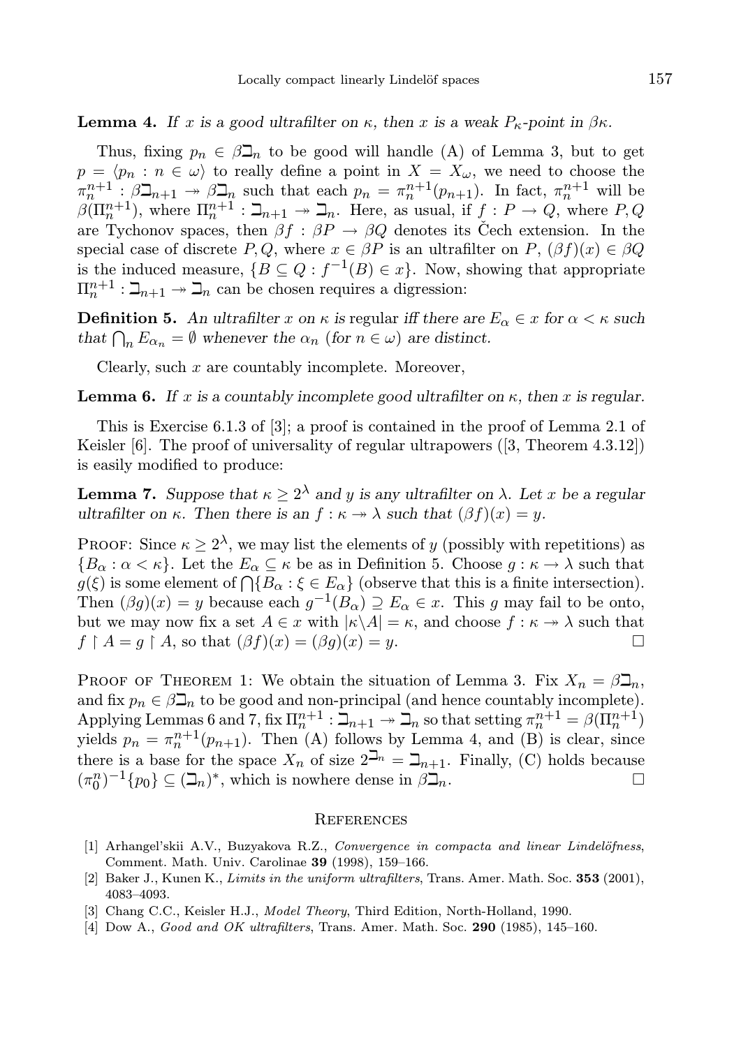**Lemma 4.** *If $x$ is a good ultrafilter on $\kappa$, then $x$ is a weak $P_\kappa$-point in $\beta\kappa$.*

Thus, fixing $p_n \in \beta\beth_n$ to be good will handle (A) of Lemma 3, but to get $p = \langle p_n : n \in \omega\rangle$ to really define a point in $X = X_\omega$, we need to choose the $\pi_n^{n+1} : \beta\beth_{n+1} \twoheadrightarrow \beta\beth_n$ such that each $p_n = \pi_n^{n+1}(p_{n+1})$. In fact, $\pi_n^{n+1}$ will be $\beta(\Pi_n^{n+1})$, where $\Pi_n^{n+1} : \beth_{n+1} \twoheadrightarrow \beth_n$. Here, as usual, if $f : P \to Q$, where $P, Q$ are Tychonov spaces, then $\beta f : \beta P \to \beta Q$ denotes its Čech extension. In the special case of discrete $P, Q$, where $x \in \beta P$ is an ultrafilter on $P$, $(\beta f)(x) \in \beta Q$ is the induced measure, $\{B \subseteq Q : f^{-1}(B) \in x\}$. Now, showing that appropriate $\Pi_n^{n+1} : \beth_{n+1} \twoheadrightarrow \beth_n$ can be chosen requires a digression:

**Definition 5.** *An ultrafilter $x$ on $\kappa$ is* regular *iff there are $E_\alpha \in x$ for $\alpha < \kappa$ such that $\bigcap_n E_{\alpha_n} = \emptyset$ whenever the $\alpha_n$ (for $n \in \omega$) are distinct.*

Clearly, such $x$ are countably incomplete. Moreover,

**Lemma 6.** *If $x$ is a countably incomplete good ultrafilter on $\kappa$, then $x$ is regular.*

This is Exercise 6.1.3 of [3]; a proof is contained in the proof of Lemma 2.1 of Keisler [6]. The proof of universality of regular ultrapowers ([3, Theorem 4.3.12]) is easily modified to produce:

**Lemma 7.** *Suppose that $\kappa \geq 2^\lambda$ and $y$ is any ultrafilter on $\lambda$. Let $x$ be a regular ultrafilter on $\kappa$. Then there is an $f : \kappa \twoheadrightarrow \lambda$ such that $(\beta f)(x) = y$.*

Proof: Since $\kappa \geq 2^\lambda$, we may list the elements of $y$ (possibly with repetitions) as $\{B_\alpha : \alpha < \kappa\}$. Let the $E_\alpha \subseteq \kappa$ be as in Definition 5. Choose $g : \kappa \to \lambda$ such that $g(\xi)$ is some element of $\bigcap\{B_\alpha : \xi \in E_\alpha\}$ (observe that this is a finite intersection). Then $(\beta g)(x) = y$ because each $g^{-1}(B_\alpha) \supseteq E_\alpha \in x$. This $g$ may fail to be onto, but we may now fix a set $A \in x$ with $|\kappa \backslash A| = \kappa$, and choose $f : \kappa \twoheadrightarrow \lambda$ such that $f \restriction A = g \restriction A$, so that $(\beta f)(x) = (\beta g)(x) = y$. $\square$

Proof of Theorem 1: We obtain the situation of Lemma 3. Fix $X_n = \beta\beth_n$, and fix $p_n \in \beta\beth_n$ to be good and non-principal (and hence countably incomplete). Applying Lemmas 6 and 7, fix $\Pi_n^{n+1} : \beth_{n+1} \twoheadrightarrow \beth_n$ so that setting $\pi_n^{n+1} = \beta(\Pi_n^{n+1})$ yields $p_n = \pi_n^{n+1}(p_{n+1})$. Then (A) follows by Lemma 4, and (B) is clear, since there is a base for the space $X_n$ of size $2^{\beth_n} = \beth_{n+1}$. Finally, (C) holds because $(\pi_0^n)^{-1}\{p_0\} \subseteq (\beth_n)^*$, which is nowhere dense in $\beta\beth_n$. $\square$

## References

[1] Arhangel'skii A.V., Buzyakova R.Z., *Convergence in compacta and linear Lindelöfness*, Comment. Math. Univ. Carolinae **39** (1998), 159–166.

[2] Baker J., Kunen K., *Limits in the uniform ultrafilters*, Trans. Amer. Math. Soc. **353** (2001), 4083–4093.

[3] Chang C.C., Keisler H.J., *Model Theory*, Third Edition, North-Holland, 1990.

[4] Dow A., *Good and OK ultrafilters*, Trans. Amer. Math. Soc. **290** (1985), 145–160.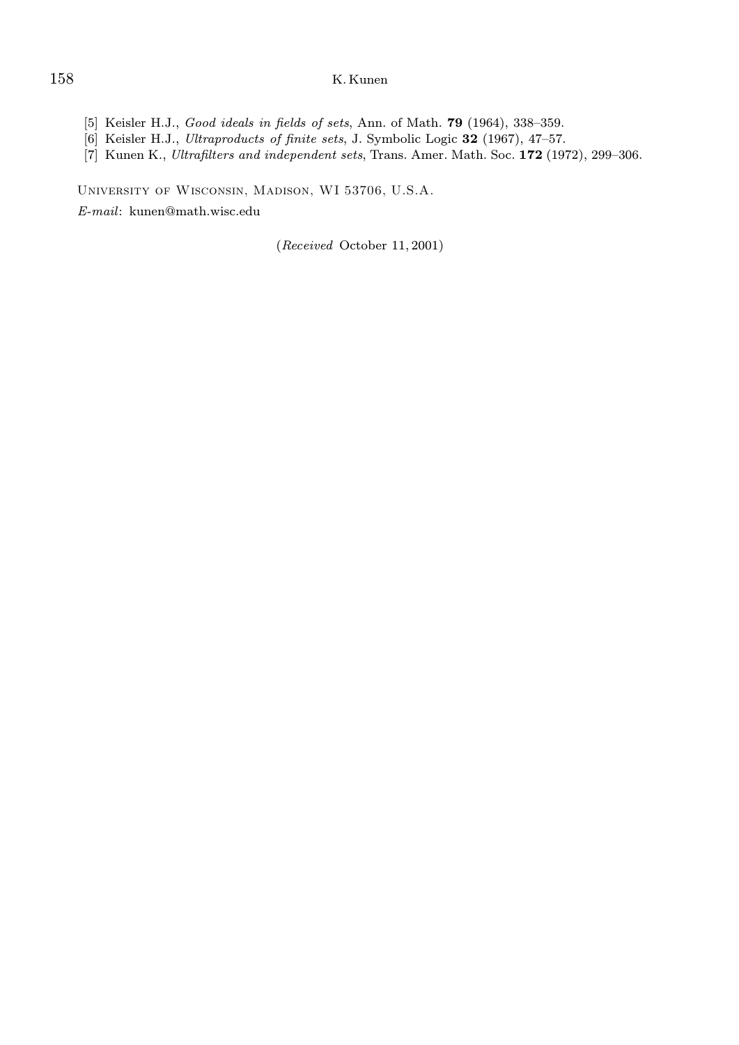[5] Keisler H.J., *Good ideals in fields of sets*, Ann. of Math. **79** (1964), 338–359.

[6] Keisler H.J., *Ultraproducts of finite sets*, J. Symbolic Logic **32** (1967), 47–57.

[7] Kunen K., *Ultrafilters and independent sets*, Trans. Amer. Math. Soc. **172** (1972), 299–306.

University of Wisconsin, Madison, WI 53706, U.S.A.

*E-mail*: kunen@math.wisc.edu

(*Received* October 11, 2001)